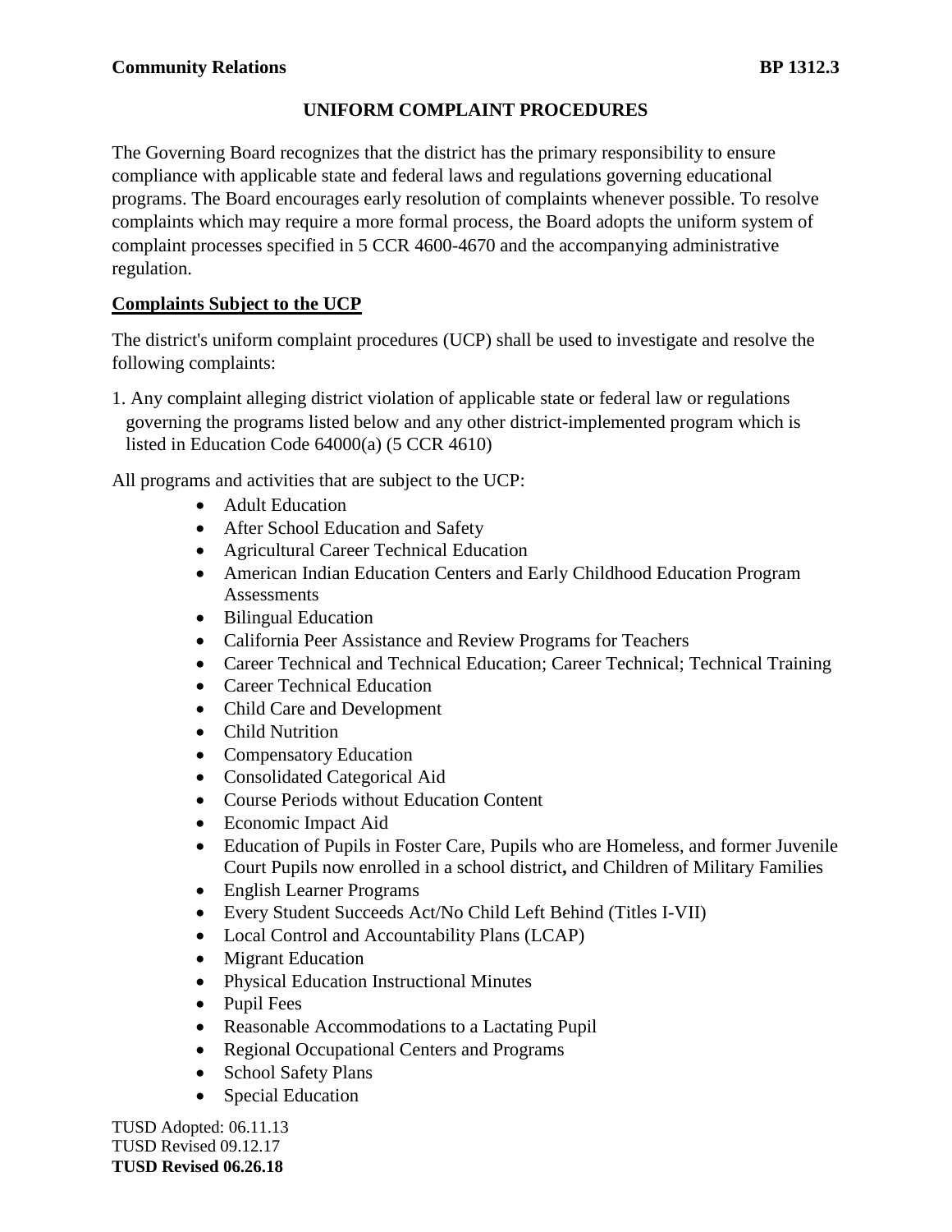# UNIFORM COMPLAINT PROCEDURES

The Governing Board recognizes that the district has the primary responsibility to ensure compliance with applicable state and federal laws and regulations governing educational programs. The Board encourages early resolution of complaints whenever possible. To resolve complaints which may require a more formal process, the Board adopts the uniform system of complaint processes specified in 5 CCR 4600-4670 and the accompanying administrative regulation.

## Complaints Subject to the UCP

The district's uniform complaint procedures (UCP) shall be used to investigate and resolve the following complaints:

1. Any complaint alleging district violation of applicable state or federal law or regulations governing the programs listed below and any other district-implemented program which is listed in Education Code 64000(a) (5 CCR 4610)

All programs and activities that are subject to the UCP:

- Adult Education
- After School Education and Safety
- Agricultural Career Technical Education
- American Indian Education Centers and Early Childhood Education Program Assessments
- Bilingual Education
- California Peer Assistance and Review Programs for Teachers
- Career Technical and Technical Education; Career Technical; Technical Training
- Career Technical Education
- Child Care and Development
- Child Nutrition
- Compensatory Education
- Consolidated Categorical Aid
- Course Periods without Education Content
- Economic Impact Aid
- Education of Pupils in Foster Care, Pupils who are Homeless, and former Juvenile Court Pupils now enrolled in a school district**,** and Children of Military Families
- English Learner Programs
- Every Student Succeeds Act/No Child Left Behind (Titles I-VII)
- Local Control and Accountability Plans (LCAP)
- Migrant Education
- Physical Education Instructional Minutes
- Pupil Fees
- Reasonable Accommodations to a Lactating Pupil
- Regional Occupational Centers and Programs
- School Safety Plans
- Special Education

TUSD Adopted: 06.11.13
TUSD Revised 09.12.17
**TUSD Revised 06.26.18**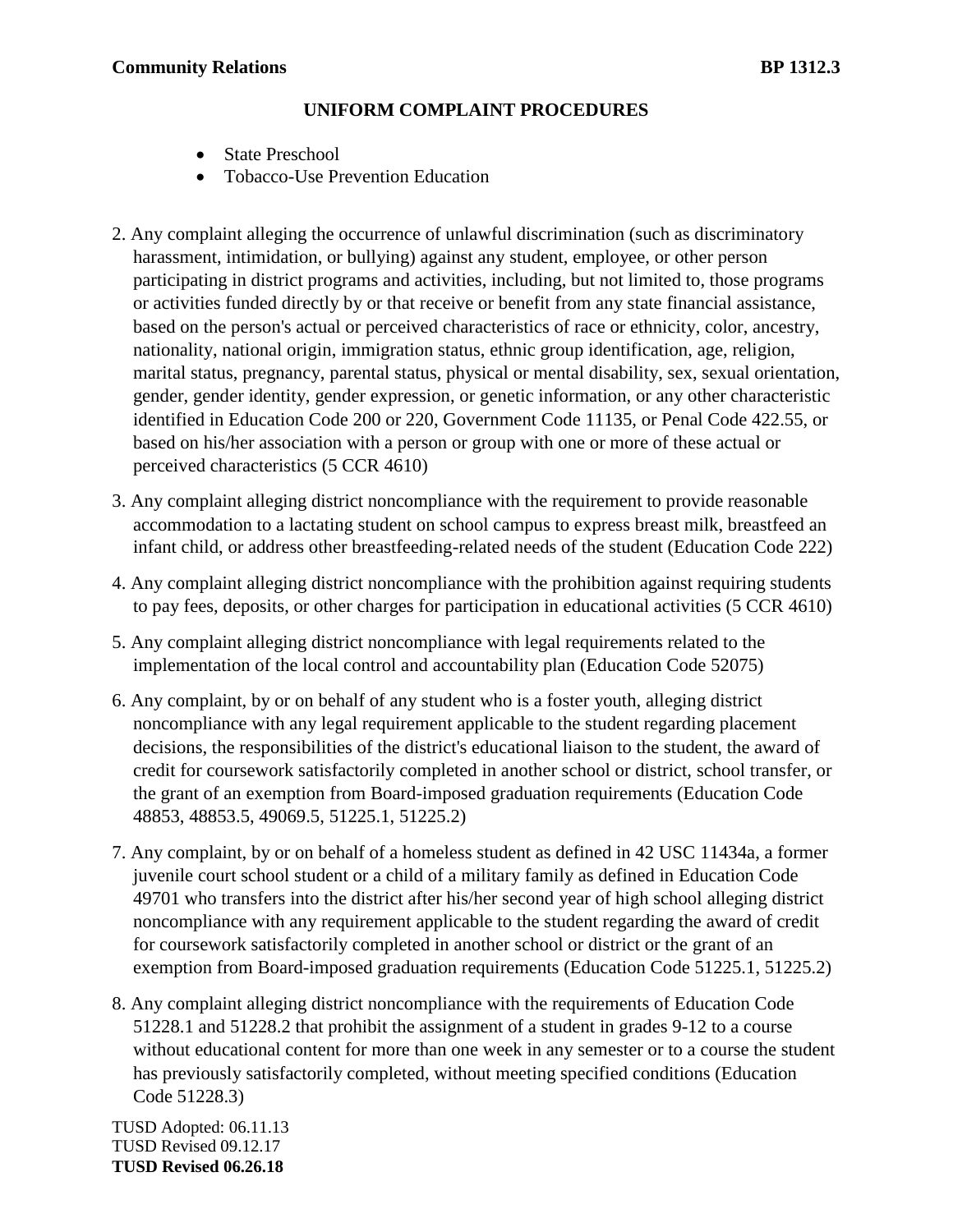- State Preschool
- Tobacco-Use Prevention Education

2. Any complaint alleging the occurrence of unlawful discrimination (such as discriminatory harassment, intimidation, or bullying) against any student, employee, or other person participating in district programs and activities, including, but not limited to, those programs or activities funded directly by or that receive or benefit from any state financial assistance, based on the person's actual or perceived characteristics of race or ethnicity, color, ancestry, nationality, national origin, immigration status, ethnic group identification, age, religion, marital status, pregnancy, parental status, physical or mental disability, sex, sexual orientation, gender, gender identity, gender expression, or genetic information, or any other characteristic identified in Education Code 200 or 220, Government Code 11135, or Penal Code 422.55, or based on his/her association with a person or group with one or more of these actual or perceived characteristics (5 CCR 4610)

3. Any complaint alleging district noncompliance with the requirement to provide reasonable accommodation to a lactating student on school campus to express breast milk, breastfeed an infant child, or address other breastfeeding-related needs of the student (Education Code 222)

4. Any complaint alleging district noncompliance with the prohibition against requiring students to pay fees, deposits, or other charges for participation in educational activities (5 CCR 4610)

5. Any complaint alleging district noncompliance with legal requirements related to the implementation of the local control and accountability plan (Education Code 52075)

6. Any complaint, by or on behalf of any student who is a foster youth, alleging district noncompliance with any legal requirement applicable to the student regarding placement decisions, the responsibilities of the district's educational liaison to the student, the award of credit for coursework satisfactorily completed in another school or district, school transfer, or the grant of an exemption from Board-imposed graduation requirements (Education Code 48853, 48853.5, 49069.5, 51225.1, 51225.2)

7. Any complaint, by or on behalf of a homeless student as defined in 42 USC 11434a, a former juvenile court school student or a child of a military family as defined in Education Code 49701 who transfers into the district after his/her second year of high school alleging district noncompliance with any requirement applicable to the student regarding the award of credit for coursework satisfactorily completed in another school or district or the grant of an exemption from Board-imposed graduation requirements (Education Code 51225.1, 51225.2)

8. Any complaint alleging district noncompliance with the requirements of Education Code 51228.1 and 51228.2 that prohibit the assignment of a student in grades 9-12 to a course without educational content for more than one week in any semester or to a course the student has previously satisfactorily completed, without meeting specified conditions (Education Code 51228.3)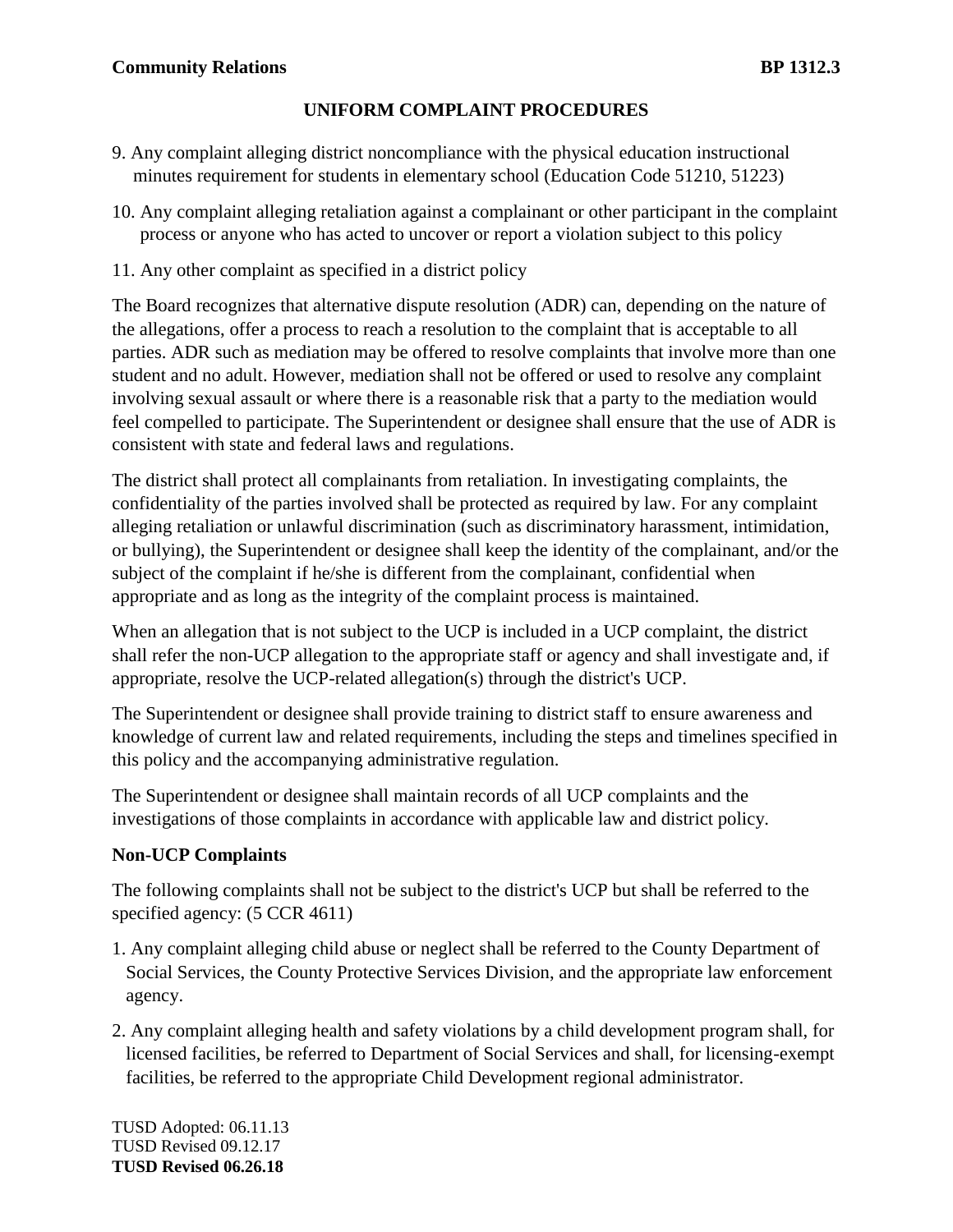9. Any complaint alleging district noncompliance with the physical education instructional minutes requirement for students in elementary school (Education Code 51210, 51223)

10. Any complaint alleging retaliation against a complainant or other participant in the complaint process or anyone who has acted to uncover or report a violation subject to this policy

11. Any other complaint as specified in a district policy

The Board recognizes that alternative dispute resolution (ADR) can, depending on the nature of the allegations, offer a process to reach a resolution to the complaint that is acceptable to all parties. ADR such as mediation may be offered to resolve complaints that involve more than one student and no adult. However, mediation shall not be offered or used to resolve any complaint involving sexual assault or where there is a reasonable risk that a party to the mediation would feel compelled to participate. The Superintendent or designee shall ensure that the use of ADR is consistent with state and federal laws and regulations.

The district shall protect all complainants from retaliation. In investigating complaints, the confidentiality of the parties involved shall be protected as required by law. For any complaint alleging retaliation or unlawful discrimination (such as discriminatory harassment, intimidation, or bullying), the Superintendent or designee shall keep the identity of the complainant, and/or the subject of the complaint if he/she is different from the complainant, confidential when appropriate and as long as the integrity of the complaint process is maintained.

When an allegation that is not subject to the UCP is included in a UCP complaint, the district shall refer the non-UCP allegation to the appropriate staff or agency and shall investigate and, if appropriate, resolve the UCP-related allegation(s) through the district's UCP.

The Superintendent or designee shall provide training to district staff to ensure awareness and knowledge of current law and related requirements, including the steps and timelines specified in this policy and the accompanying administrative regulation.

The Superintendent or designee shall maintain records of all UCP complaints and the investigations of those complaints in accordance with applicable law and district policy.

**Non-UCP Complaints**

The following complaints shall not be subject to the district's UCP but shall be referred to the specified agency: (5 CCR 4611)

1. Any complaint alleging child abuse or neglect shall be referred to the County Department of Social Services, the County Protective Services Division, and the appropriate law enforcement agency.

2. Any complaint alleging health and safety violations by a child development program shall, for licensed facilities, be referred to Department of Social Services and shall, for licensing-exempt facilities, be referred to the appropriate Child Development regional administrator.

TUSD Adopted: 06.11.13
TUSD Revised 09.12.17
**TUSD Revised 06.26.18**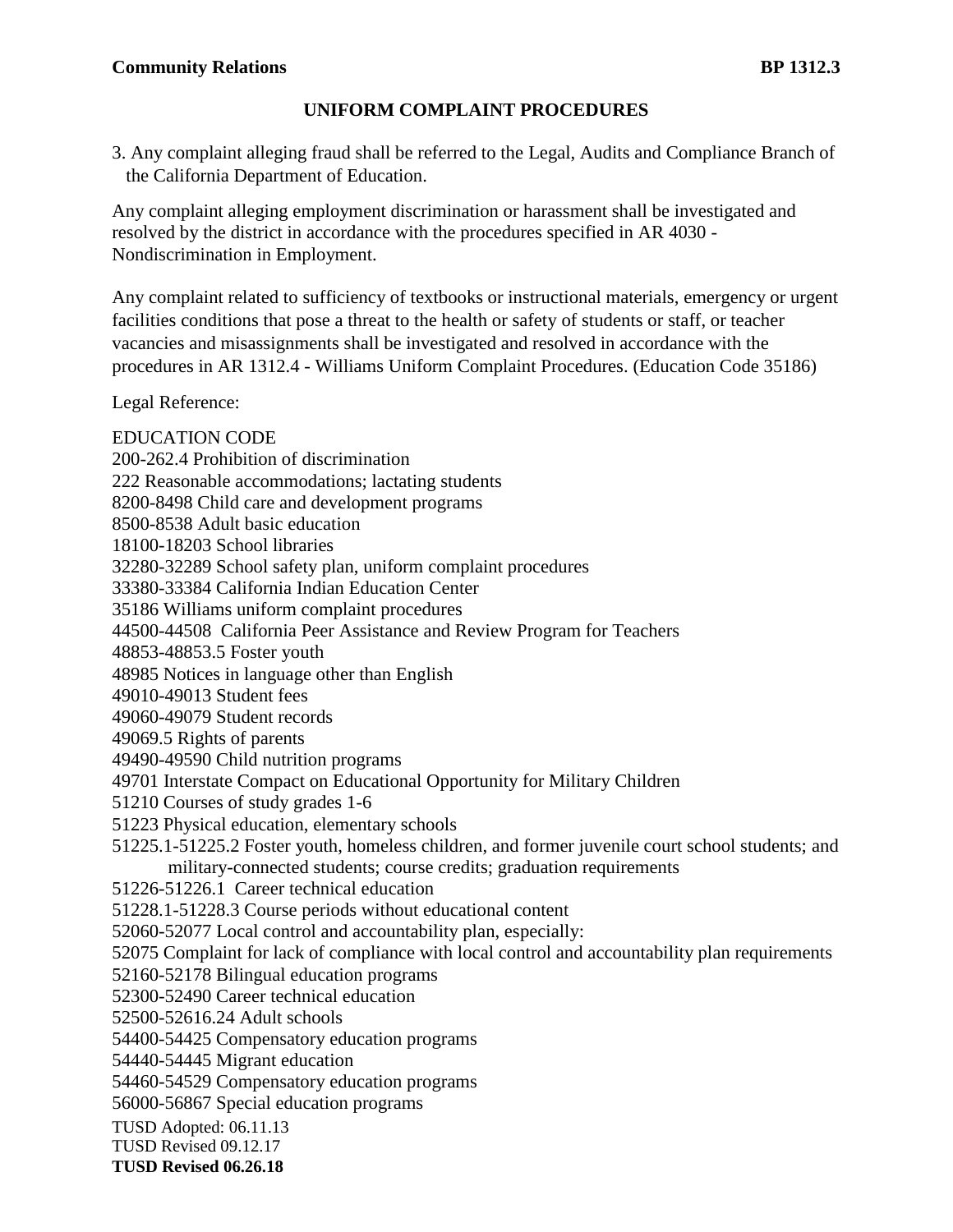3. Any complaint alleging fraud shall be referred to the Legal, Audits and Compliance Branch of the California Department of Education.

Any complaint alleging employment discrimination or harassment shall be investigated and resolved by the district in accordance with the procedures specified in AR 4030 - Nondiscrimination in Employment.

Any complaint related to sufficiency of textbooks or instructional materials, emergency or urgent facilities conditions that pose a threat to the health or safety of students or staff, or teacher vacancies and misassignments shall be investigated and resolved in accordance with the procedures in AR 1312.4 - Williams Uniform Complaint Procedures. (Education Code 35186)

Legal Reference:

EDUCATION CODE
200-262.4 Prohibition of discrimination
222 Reasonable accommodations; lactating students
8200-8498 Child care and development programs
8500-8538 Adult basic education
18100-18203 School libraries
32280-32289 School safety plan, uniform complaint procedures
33380-33384 California Indian Education Center
35186 Williams uniform complaint procedures
44500-44508 California Peer Assistance and Review Program for Teachers
48853-48853.5 Foster youth
48985 Notices in language other than English
49010-49013 Student fees
49060-49079 Student records
49069.5 Rights of parents
49490-49590 Child nutrition programs
49701 Interstate Compact on Educational Opportunity for Military Children
51210 Courses of study grades 1-6
51223 Physical education, elementary schools
51225.1-51225.2 Foster youth, homeless children, and former juvenile court school students; and military-connected students; course credits; graduation requirements
51226-51226.1 Career technical education
51228.1-51228.3 Course periods without educational content
52060-52077 Local control and accountability plan, especially:
52075 Complaint for lack of compliance with local control and accountability plan requirements
52160-52178 Bilingual education programs
52300-52490 Career technical education
52500-52616.24 Adult schools
54400-54425 Compensatory education programs
54440-54445 Migrant education
54460-54529 Compensatory education programs
56000-56867 Special education programs

TUSD Adopted: 06.11.13
TUSD Revised 09.12.17
**TUSD Revised 06.26.18**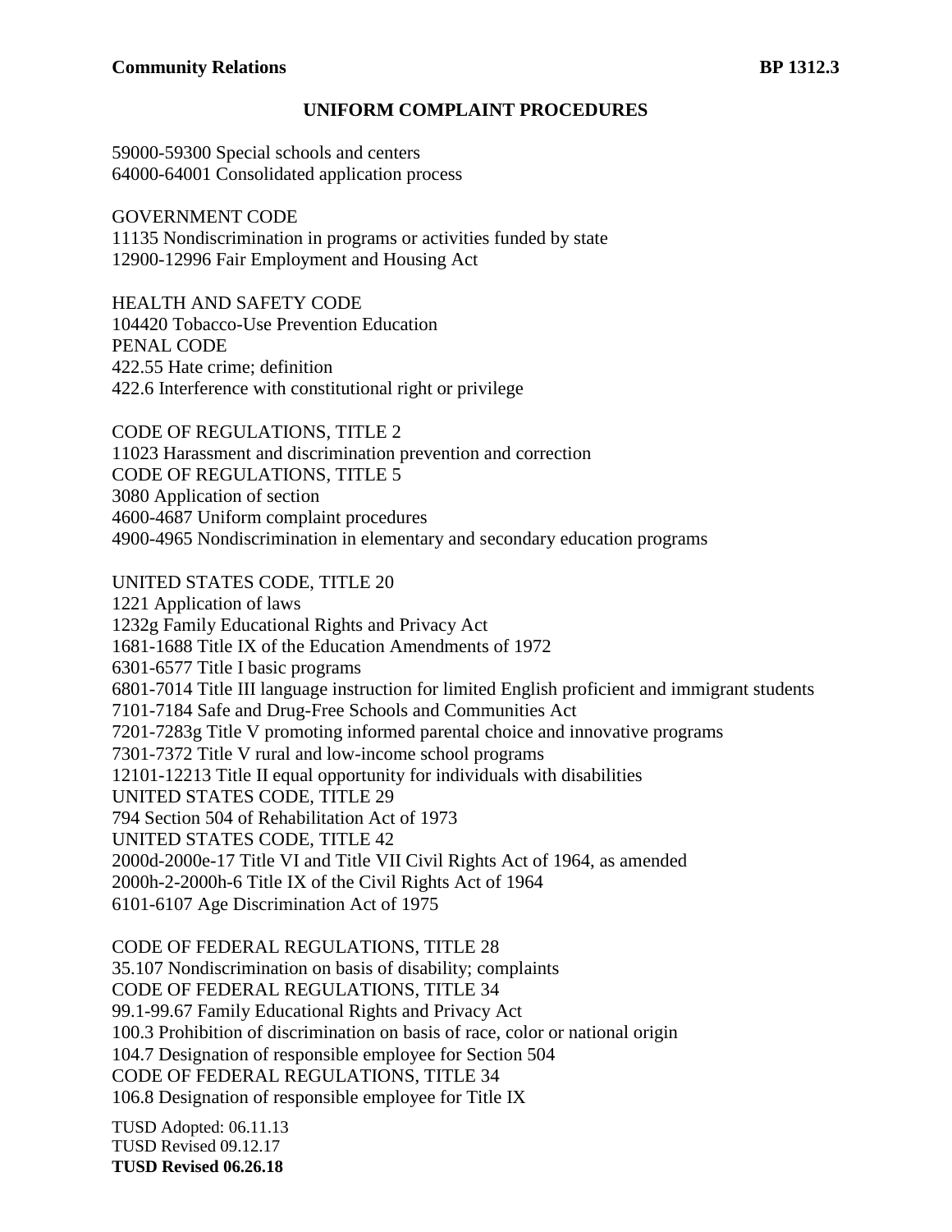59000-59300 Special schools and centers
64000-64001 Consolidated application process

GOVERNMENT CODE
11135 Nondiscrimination in programs or activities funded by state
12900-12996 Fair Employment and Housing Act

HEALTH AND SAFETY CODE
104420 Tobacco-Use Prevention Education
PENAL CODE
422.55 Hate crime; definition
422.6 Interference with constitutional right or privilege

CODE OF REGULATIONS, TITLE 2
11023 Harassment and discrimination prevention and correction
CODE OF REGULATIONS, TITLE 5
3080 Application of section
4600-4687 Uniform complaint procedures
4900-4965 Nondiscrimination in elementary and secondary education programs

UNITED STATES CODE, TITLE 20
1221 Application of laws
1232g Family Educational Rights and Privacy Act
1681-1688 Title IX of the Education Amendments of 1972
6301-6577 Title I basic programs
6801-7014 Title III language instruction for limited English proficient and immigrant students
7101-7184 Safe and Drug-Free Schools and Communities Act
7201-7283g Title V promoting informed parental choice and innovative programs
7301-7372 Title V rural and low-income school programs
12101-12213 Title II equal opportunity for individuals with disabilities
UNITED STATES CODE, TITLE 29
794 Section 504 of Rehabilitation Act of 1973
UNITED STATES CODE, TITLE 42
2000d-2000e-17 Title VI and Title VII Civil Rights Act of 1964, as amended
2000h-2-2000h-6 Title IX of the Civil Rights Act of 1964
6101-6107 Age Discrimination Act of 1975

CODE OF FEDERAL REGULATIONS, TITLE 28
35.107 Nondiscrimination on basis of disability; complaints
CODE OF FEDERAL REGULATIONS, TITLE 34
99.1-99.67 Family Educational Rights and Privacy Act
100.3 Prohibition of discrimination on basis of race, color or national origin
104.7 Designation of responsible employee for Section 504
CODE OF FEDERAL REGULATIONS, TITLE 34
106.8 Designation of responsible employee for Title IX

TUSD Adopted: 06.11.13
TUSD Revised 09.12.17
**TUSD Revised 06.26.18**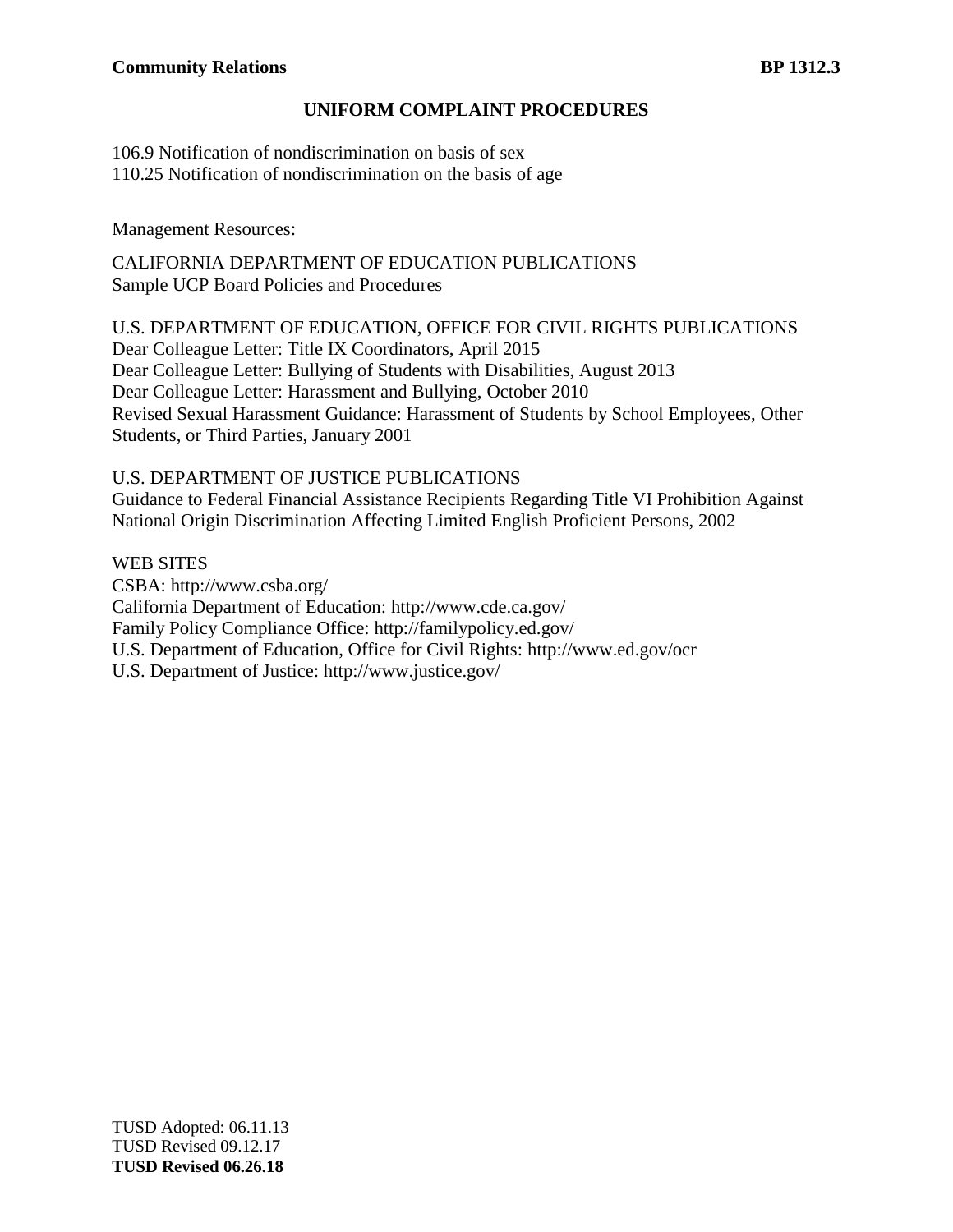106.9 Notification of nondiscrimination on basis of sex
110.25 Notification of nondiscrimination on the basis of age

Management Resources:

CALIFORNIA DEPARTMENT OF EDUCATION PUBLICATIONS
Sample UCP Board Policies and Procedures

U.S. DEPARTMENT OF EDUCATION, OFFICE FOR CIVIL RIGHTS PUBLICATIONS
Dear Colleague Letter: Title IX Coordinators, April 2015
Dear Colleague Letter: Bullying of Students with Disabilities, August 2013
Dear Colleague Letter: Harassment and Bullying, October 2010
Revised Sexual Harassment Guidance: Harassment of Students by School Employees, Other Students, or Third Parties, January 2001

U.S. DEPARTMENT OF JUSTICE PUBLICATIONS
Guidance to Federal Financial Assistance Recipients Regarding Title VI Prohibition Against National Origin Discrimination Affecting Limited English Proficient Persons, 2002

WEB SITES
CSBA: http://www.csba.org/
California Department of Education: http://www.cde.ca.gov/
Family Policy Compliance Office: http://familypolicy.ed.gov/
U.S. Department of Education, Office for Civil Rights: http://www.ed.gov/ocr
U.S. Department of Justice: http://www.justice.gov/

TUSD Adopted: 06.11.13
TUSD Revised 09.12.17
**TUSD Revised 06.26.18**